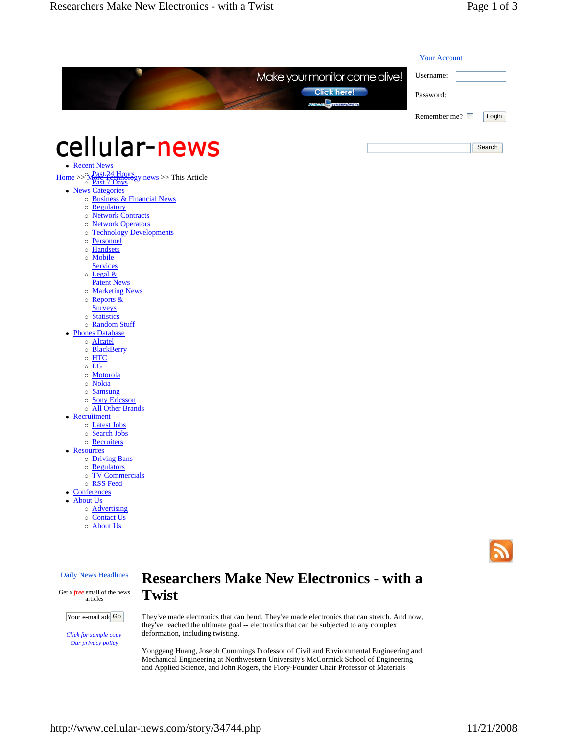Your Account

Username:

Password:

Remember me? Login

cellular-news

Search

- Recent News
  - Past 24 Hours
  - Past 7 Days
- News Categories
  - Business & Financial News
  - Regulatory
  - Network Contracts
  - Network Operators
  - Technology Developments
  - Personnel
  - Handsets
  - Mobile Services
  - Legal & Patent News
  - Marketing News
  - Reports & Surveys
  - Statistics
  - Random Stuff
- Phones Database
  - Alcatel
  - BlackBerry
  - HTC
  - LG
  - Motorola
  - Nokia
  - Samsung
  - Sony Ericsson
  - All Other Brands
- Recruitment
  - Latest Jobs
  - Search Jobs
  - Recruiters
- Resources
  - Driving Bans
  - Regulators
  - TV Commercials
  - RSS Feed
- Conferences
- About Us
  - Advertising
  - Contact Us
  - About Us

Home >> More Technology news >> This Article

Daily News Headlines

Get a *free* email of the news articles

Your e-mail add Go

*Click for sample copy*

*Our privacy policy*

# Researchers Make New Electronics - with a Twist

They've made electronics that can bend. They've made electronics that can stretch. And now, they've reached the ultimate goal -- electronics that can be subjected to any complex deformation, including twisting.

Yonggang Huang, Joseph Cummings Professor of Civil and Environmental Engineering and Mechanical Engineering at Northwestern University's McCormick School of Engineering and Applied Science, and John Rogers, the Flory-Founder Chair Professor of Materials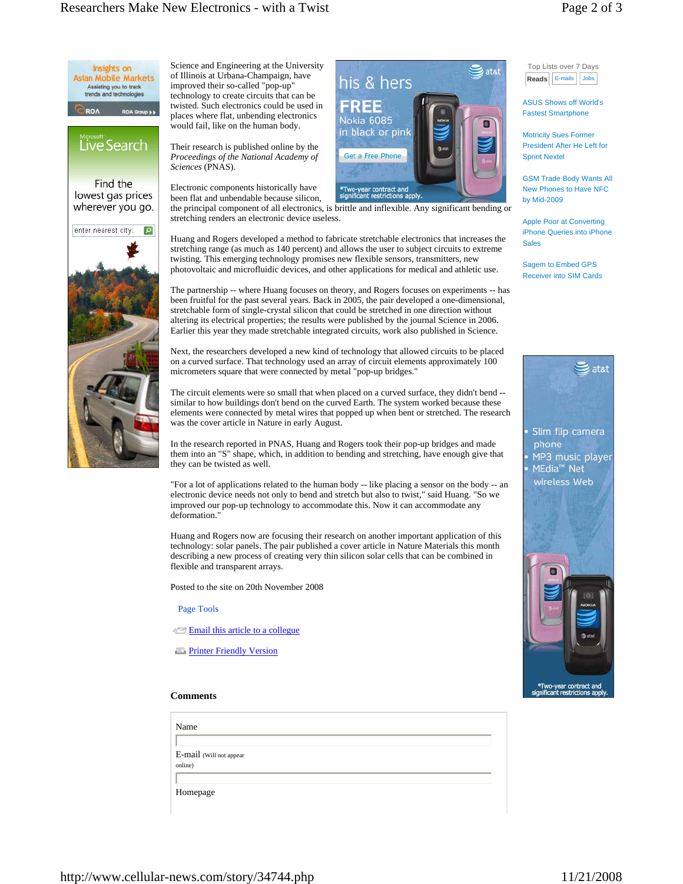Science and Engineering at the University of Illinois at Urbana-Champaign, have improved their so-called "pop-up" technology to create circuits that can be twisted. Such electronics could be used in places where flat, unbending electronics would fail, like on the human body.

Their research is published online by the *Proceedings of the National Academy of Sciences* (PNAS).

Electronic components historically have been flat and unbendable because silicon, the principal component of all electronics, is brittle and inflexible. Any significant bending or stretching renders an electronic device useless.

Huang and Rogers developed a method to fabricate stretchable electronics that increases the stretching range (as much as 140 percent) and allows the user to subject circuits to extreme twisting. This emerging technology promises new flexible sensors, transmitters, new photovoltaic and microfluidic devices, and other applications for medical and athletic use.

The partnership -- where Huang focuses on theory, and Rogers focuses on experiments -- has been fruitful for the past several years. Back in 2005, the pair developed a one-dimensional, stretchable form of single-crystal silicon that could be stretched in one direction without altering its electrical properties; the results were published by the journal Science in 2006. Earlier this year they made stretchable integrated circuits, work also published in Science.

Next, the researchers developed a new kind of technology that allowed circuits to be placed on a curved surface. That technology used an array of circuit elements approximately 100 micrometers square that were connected by metal "pop-up bridges."

The circuit elements were so small that when placed on a curved surface, they didn't bend -- similar to how buildings don't bend on the curved Earth. The system worked because these elements were connected by metal wires that popped up when bent or stretched. The research was the cover article in Nature in early August.

In the research reported in PNAS, Huang and Rogers took their pop-up bridges and made them into an "S" shape, which, in addition to bending and stretching, have enough give that they can be twisted as well.

"For a lot of applications related to the human body -- like placing a sensor on the body -- an electronic device needs not only to bend and stretch but also to twist," said Huang. "So we improved our pop-up technology to accommodate this. Now it can accommodate any deformation."

Huang and Rogers now are focusing their research on another important application of this technology: solar panels. The pair published a cover article in Nature Materials this month describing a new process of creating very thin silicon solar cells that can be combined in flexible and transparent arrays.

Posted to the site on 20th November 2008

Page Tools

Email this article to a collegue

Printer Friendly Version

**Comments**

Name

E-mail (Will not appear online)

Homepage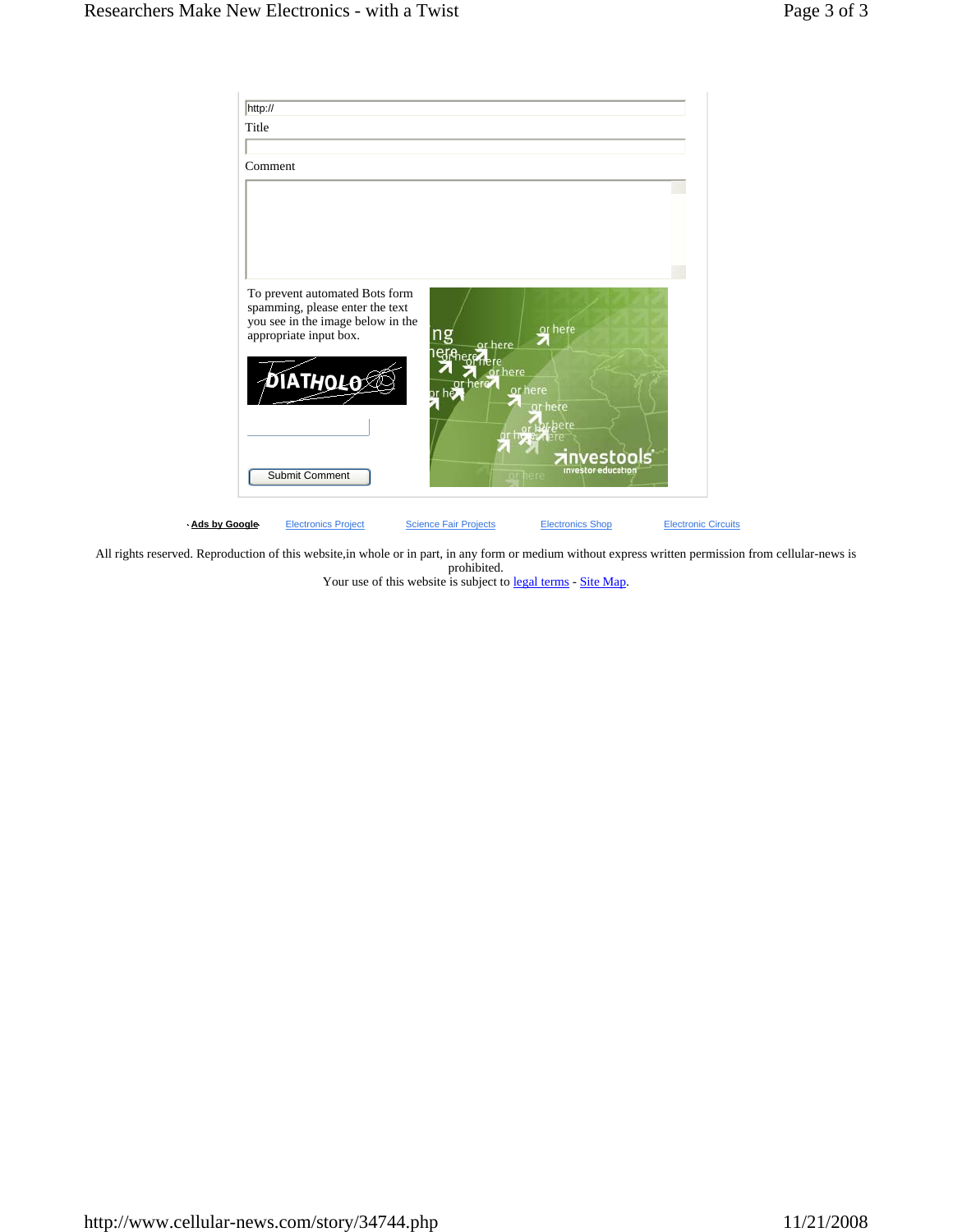http://

Title

Comment

To prevent automated Bots form spamming, please enter the text you see in the image below in the appropriate input box.

Submit Comment

· Ads by Google · Electronics Project · Science Fair Projects · Electronics Shop · Electronic Circuits

All rights reserved. Reproduction of this website,in whole or in part, in any form or medium without express written permission from cellular-news is prohibited.
Your use of this website is subject to legal terms - Site Map.